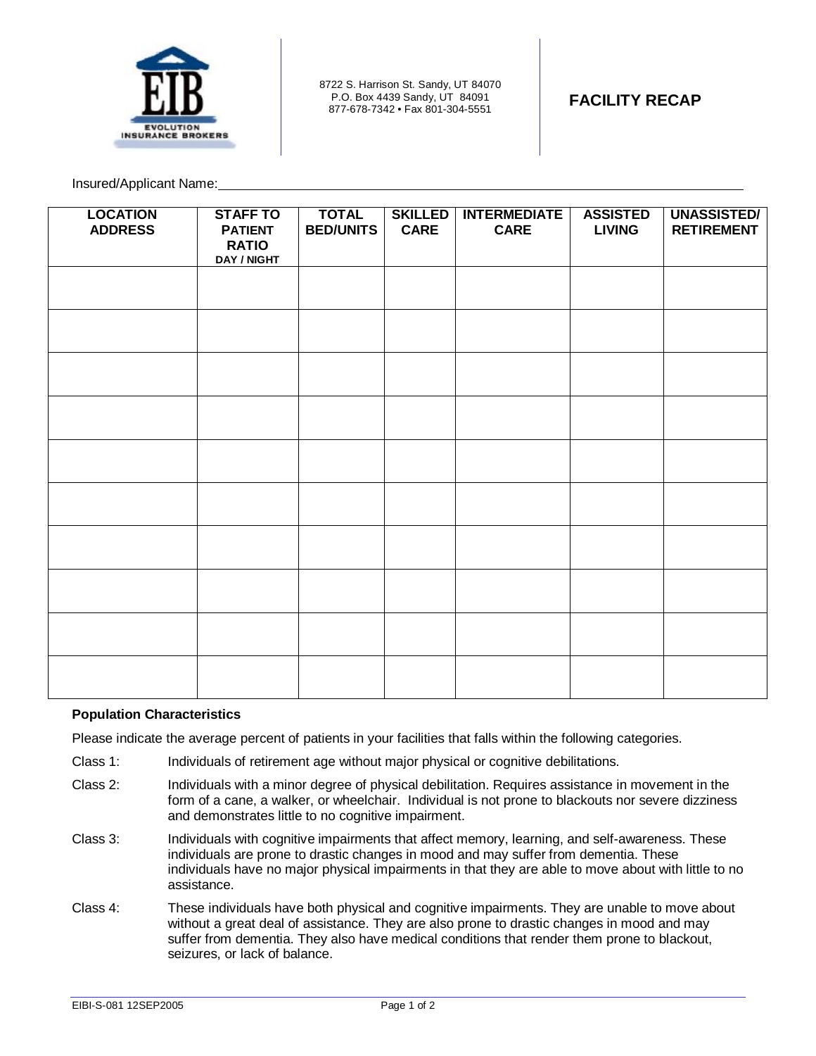8722 S. Harrison St. Sandy, UT 84070
P.O. Box 4439 Sandy, UT 84091
877-678-7342 • Fax 801-304-5551

# FACILITY RECAP

Insured/Applicant Name: \_\_\_\_\_\_\_\_\_\_\_\_\_\_\_\_\_\_\_\_\_\_\_\_\_\_\_\_\_\_\_\_\_\_\_\_\_\_\_\_

| LOCATION ADDRESS | STAFF TO PATIENT RATIO DAY / NIGHT | TOTAL BED/UNITS | SKILLED CARE | INTERMEDIATE CARE | ASSISTED LIVING | UNASSISTED/ RETIREMENT |
|---|---|---|---|---|---|---|
| | | | | | | |
| | | | | | | |
| | | | | | | |
| | | | | | | |
| | | | | | | |
| | | | | | | |
| | | | | | | |
| | | | | | | |
| | | | | | | |
| | | | | | | |

**Population Characteristics**

Please indicate the average percent of patients in your facilities that falls within the following categories.

Class 1: Individuals of retirement age without major physical or cognitive debilitations.

Class 2: Individuals with a minor degree of physical debilitation. Requires assistance in movement in the form of a cane, a walker, or wheelchair. Individual is not prone to blackouts nor severe dizziness and demonstrates little to no cognitive impairment.

Class 3: Individuals with cognitive impairments that affect memory, learning, and self-awareness. These individuals are prone to drastic changes in mood and may suffer from dementia. These individuals have no major physical impairments in that they are able to move about with little to no assistance.

Class 4: These individuals have both physical and cognitive impairments. They are unable to move about without a great deal of assistance. They are also prone to drastic changes in mood and may suffer from dementia. They also have medical conditions that render them prone to blackout, seizures, or lack of balance.

EIBI-S-081 12SEP2005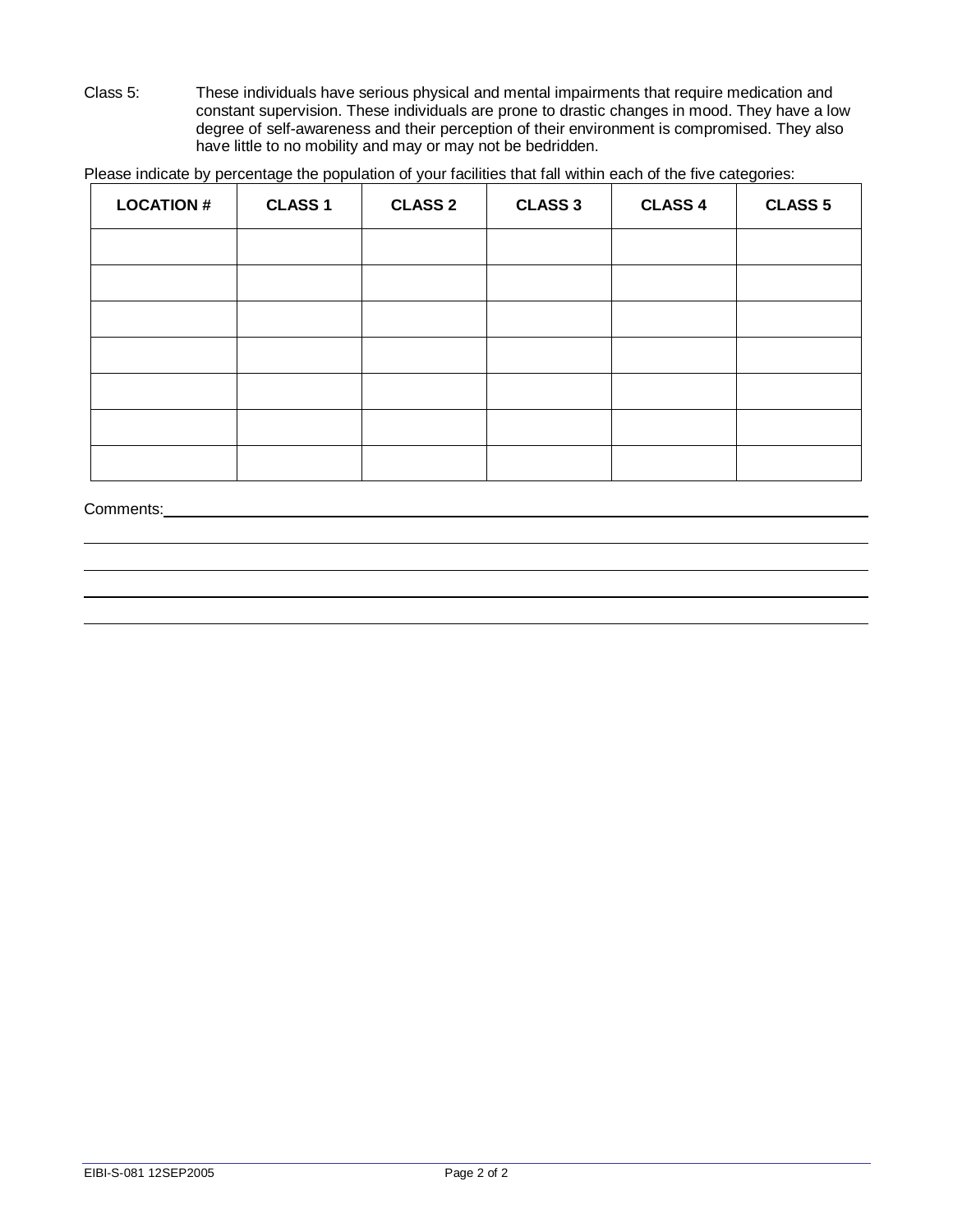Class 5: These individuals have serious physical and mental impairments that require medication and constant supervision. These individuals are prone to drastic changes in mood. They have a low degree of self-awareness and their perception of their environment is compromised. They also have little to no mobility and may or may not be bedridden.

Please indicate by percentage the population of your facilities that fall within each of the five categories:

| LOCATION # | CLASS 1 | CLASS 2 | CLASS 3 | CLASS 4 | CLASS 5 |
|---|---|---|---|---|---|
| | | | | | |
| | | | | | |
| | | | | | |
| | | | | | |
| | | | | | |
| | | | | | |
| | | | | | |

Comments: ______________________________________________________________________

________________________________________________________________________________

________________________________________________________________________________

________________________________________________________________________________

________________________________________________________________________________

EIBI-S-081 12SEP2005